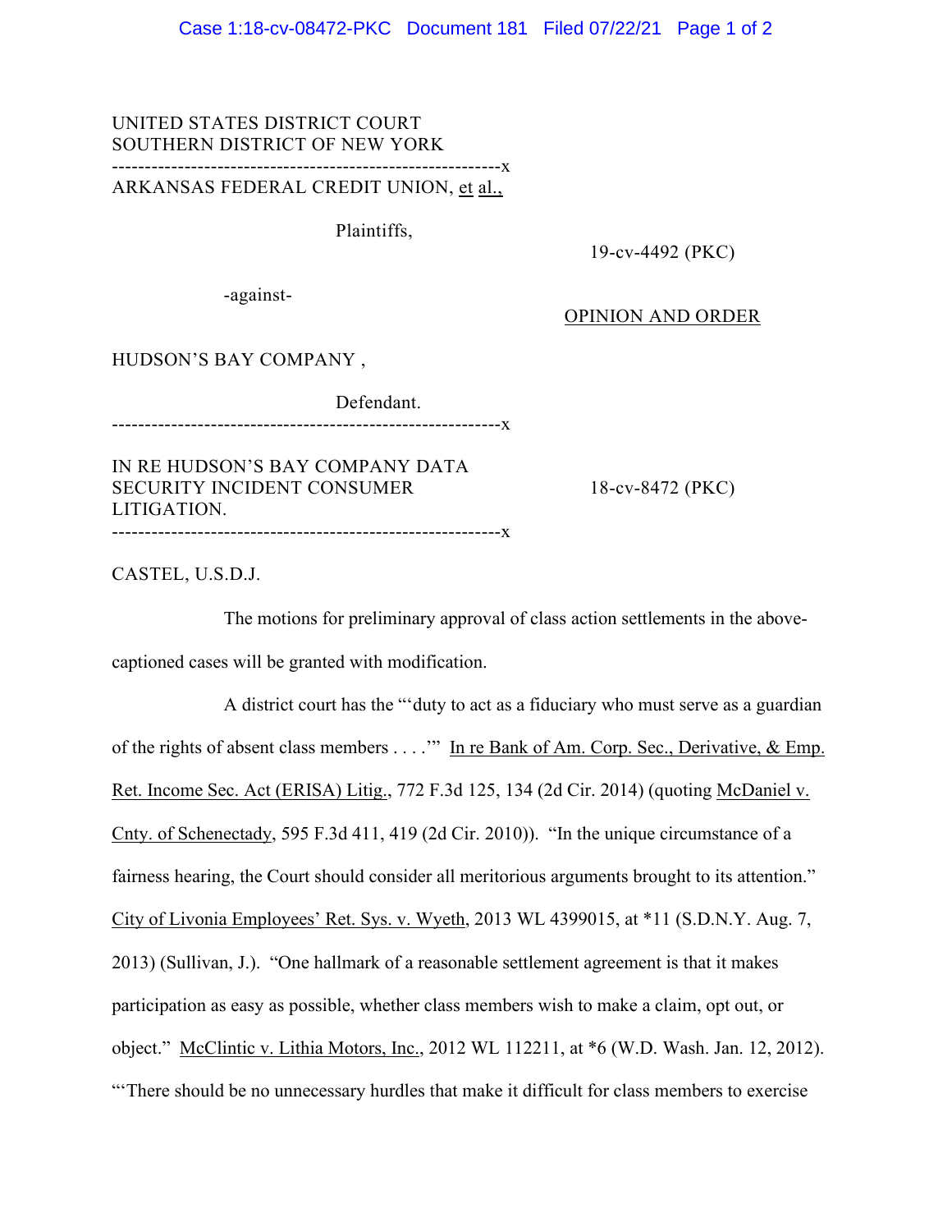UNITED STATES DISTRICT COURT
SOUTHERN DISTRICT OF NEW YORK

-----------------------------------------------------------x

ARKANSAS FEDERAL CREDIT UNION, et al.,

Plaintiffs,

19-cv-4492 (PKC)

-against-

OPINION AND ORDER

HUDSON'S BAY COMPANY ,

Defendant.

-----------------------------------------------------------x

IN RE HUDSON'S BAY COMPANY DATA SECURITY INCIDENT CONSUMER LITIGATION.

18-cv-8472 (PKC)

-----------------------------------------------------------x

CASTEL, U.S.D.J.

The motions for preliminary approval of class action settlements in the above-captioned cases will be granted with modification.

A district court has the "'duty to act as a fiduciary who must serve as a guardian of the rights of absent class members . . . .'" In re Bank of Am. Corp. Sec., Derivative, & Emp. Ret. Income Sec. Act (ERISA) Litig., 772 F.3d 125, 134 (2d Cir. 2014) (quoting McDaniel v. Cnty. of Schenectady, 595 F.3d 411, 419 (2d Cir. 2010)). "In the unique circumstance of a fairness hearing, the Court should consider all meritorious arguments brought to its attention." City of Livonia Employees' Ret. Sys. v. Wyeth, 2013 WL 4399015, at *11 (S.D.N.Y. Aug. 7, 2013) (Sullivan, J.). "One hallmark of a reasonable settlement agreement is that it makes participation as easy as possible, whether class members wish to make a claim, opt out, or object." McClintic v. Lithia Motors, Inc., 2012 WL 112211, at *6 (W.D. Wash. Jan. 12, 2012). "'There should be no unnecessary hurdles that make it difficult for class members to exercise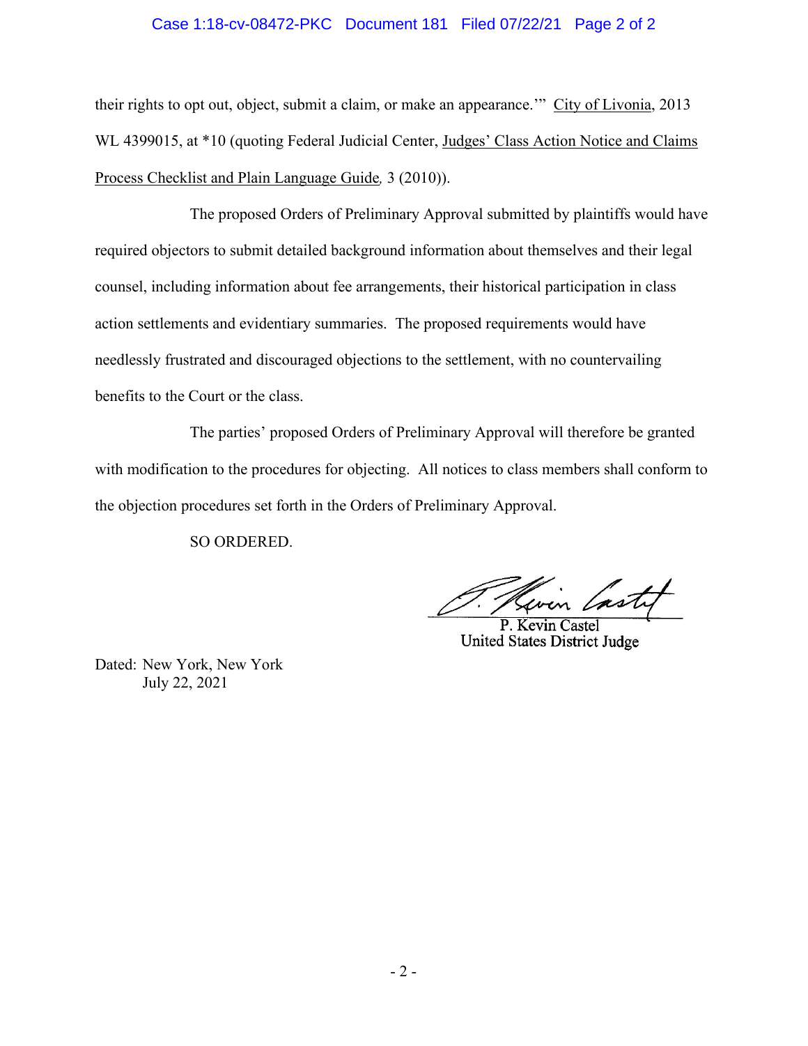their rights to opt out, object, submit a claim, or make an appearance.'" City of Livonia, 2013 WL 4399015, at *10 (quoting Federal Judicial Center, Judges' Class Action Notice and Claims Process Checklist and Plain Language Guide, 3 (2010)).

The proposed Orders of Preliminary Approval submitted by plaintiffs would have required objectors to submit detailed background information about themselves and their legal counsel, including information about fee arrangements, their historical participation in class action settlements and evidentiary summaries. The proposed requirements would have needlessly frustrated and discouraged objections to the settlement, with no countervailing benefits to the Court or the class.

The parties' proposed Orders of Preliminary Approval will therefore be granted with modification to the procedures for objecting. All notices to class members shall conform to the objection procedures set forth in the Orders of Preliminary Approval.

SO ORDERED.

P. Kevin Castel
United States District Judge

Dated: New York, New York
July 22, 2021